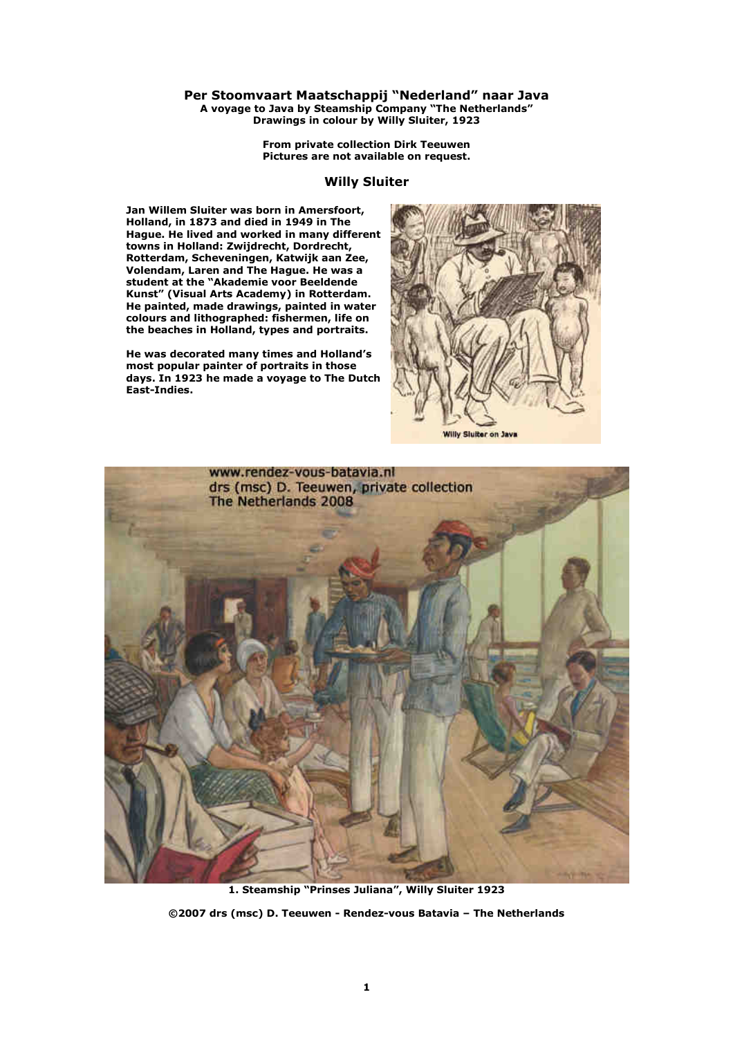## Per Stoomvaart Maatschappij "Nederland" naar Java

**A voyage to Java by Steamship Company "The Netherlands"**
**Drawings in colour by Willy Sluiter, 1923**

**From private collection Dirk Teeuwen**
**Pictures are not available on request.**

### Willy Sluiter

**Jan Willem Sluiter was born in Amersfoort, Holland, in 1873 and died in 1949 in The Hague. He lived and worked in many different towns in Holland: Zwijdrecht, Dordrecht, Rotterdam, Scheveningen, Katwijk aan Zee, Volendam, Laren and The Hague. He was a student at the "Akademie voor Beeldende Kunst" (Visual Arts Academy) in Rotterdam. He painted, made drawings, painted in water colours and lithographed: fishermen, life on the beaches in Holland, types and portraits.**

**He was decorated many times and Holland's most popular painter of portraits in those days. In 1923 he made a voyage to The Dutch East-Indies.**

Willy Sluiter on Java

**1. Steamship "Prinses Juliana", Willy Sluiter 1923**

**©2007 drs (msc) D. Teeuwen - Rendez-vous Batavia – The Netherlands**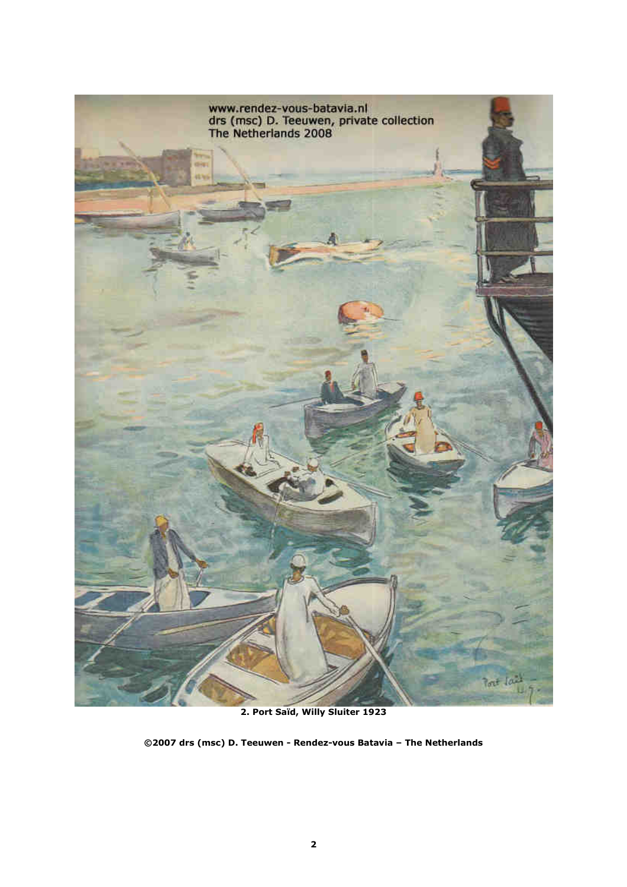**2. Port Saïd, Willy Sluiter 1923**

**©2007 drs (msc) D. Teeuwen - Rendez-vous Batavia – The Netherlands**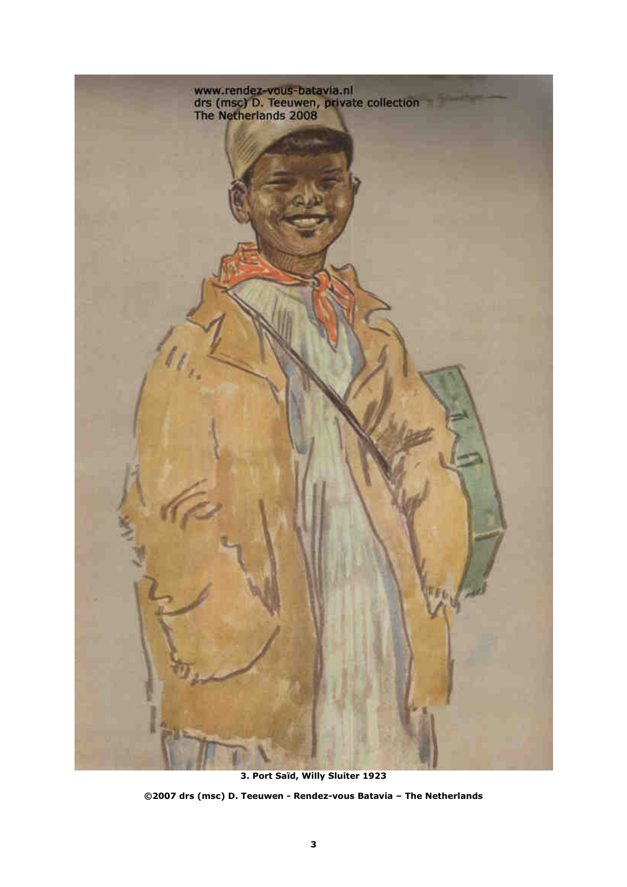www.rendez-vous-batavia.nl
drs (msc) D. Teeuwen, private collection
The Netherlands 2008

**3. Port Saïd, Willy Sluiter 1923**

**©2007 drs (msc) D. Teeuwen - Rendez-vous Batavia – The Netherlands**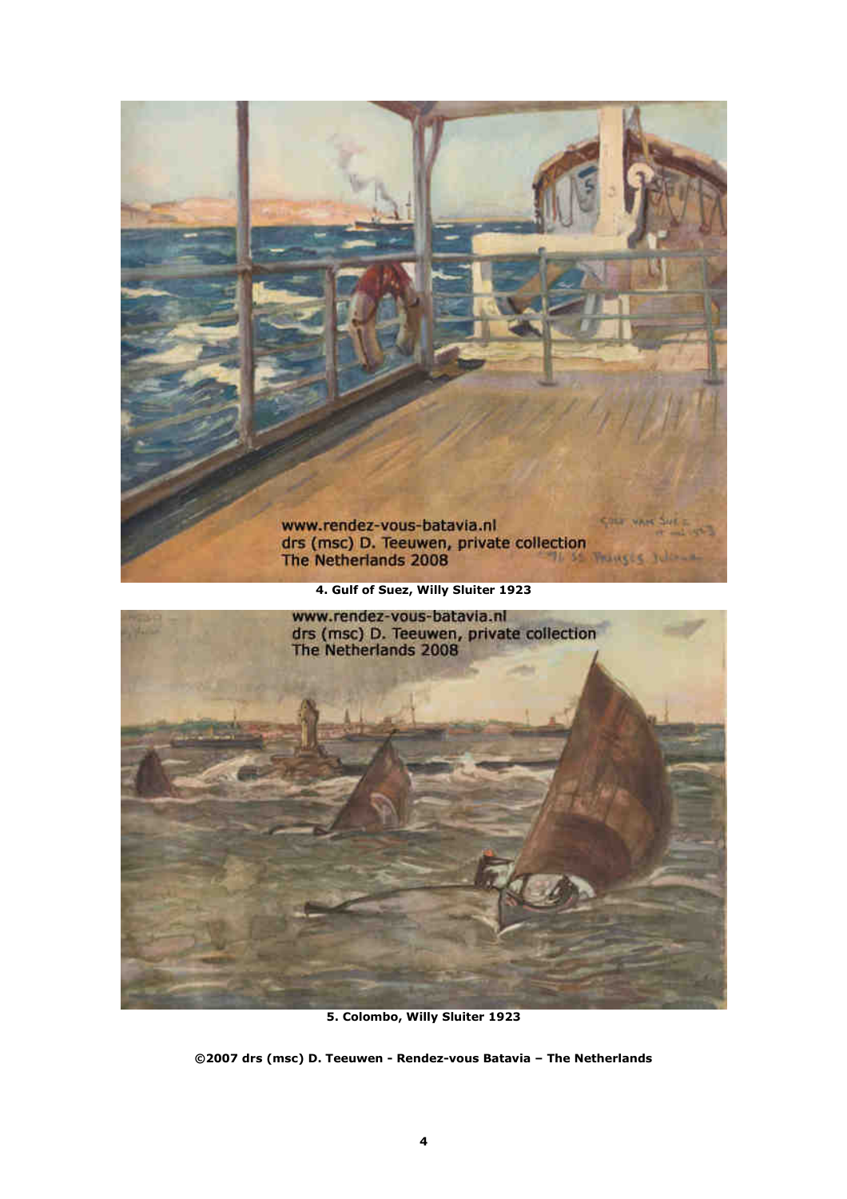**4. Gulf of Suez, Willy Sluiter 1923**

**5. Colombo, Willy Sluiter 1923**

**©2007 drs (msc) D. Teeuwen - Rendez-vous Batavia – The Netherlands**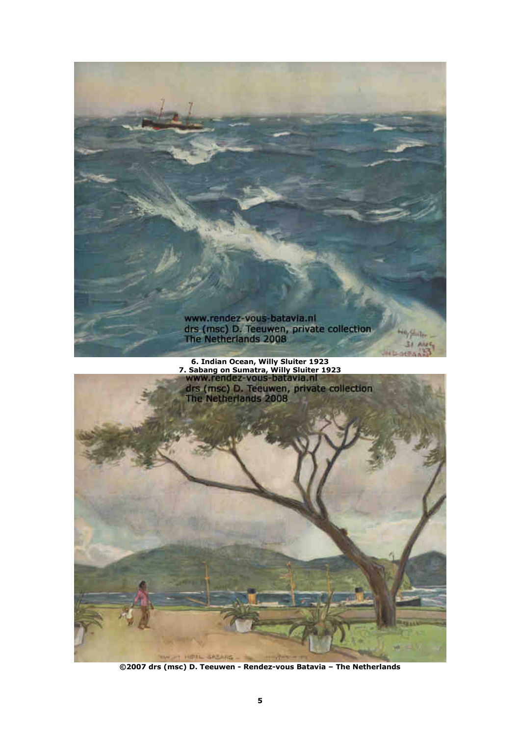6. Indian Ocean, Willy Sluiter 1923

7. Sabang on Sumatra, Willy Sluiter 1923

©2007 drs (msc) D. Teeuwen - Rendez-vous Batavia – The Netherlands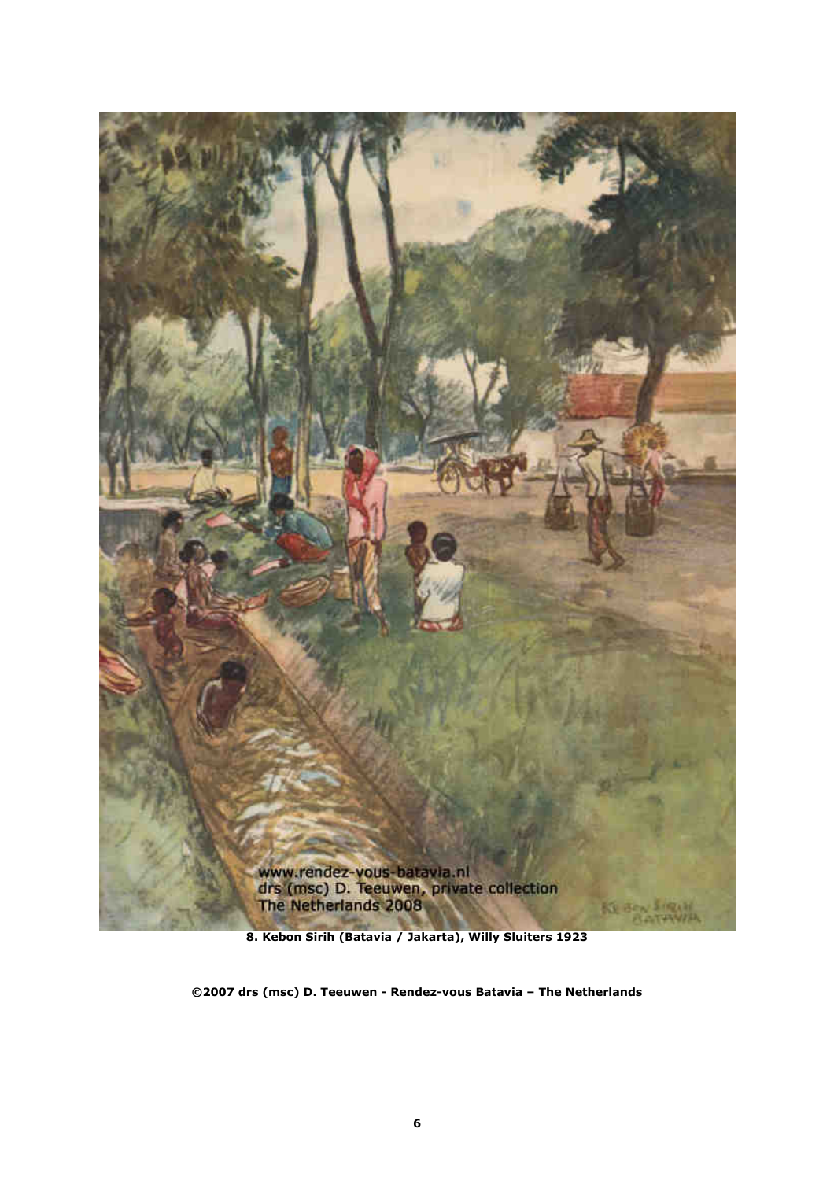**8. Kebon Sirih (Batavia / Jakarta), Willy Sluiters 1923**

**©2007 drs (msc) D. Teeuwen - Rendez-vous Batavia – The Netherlands**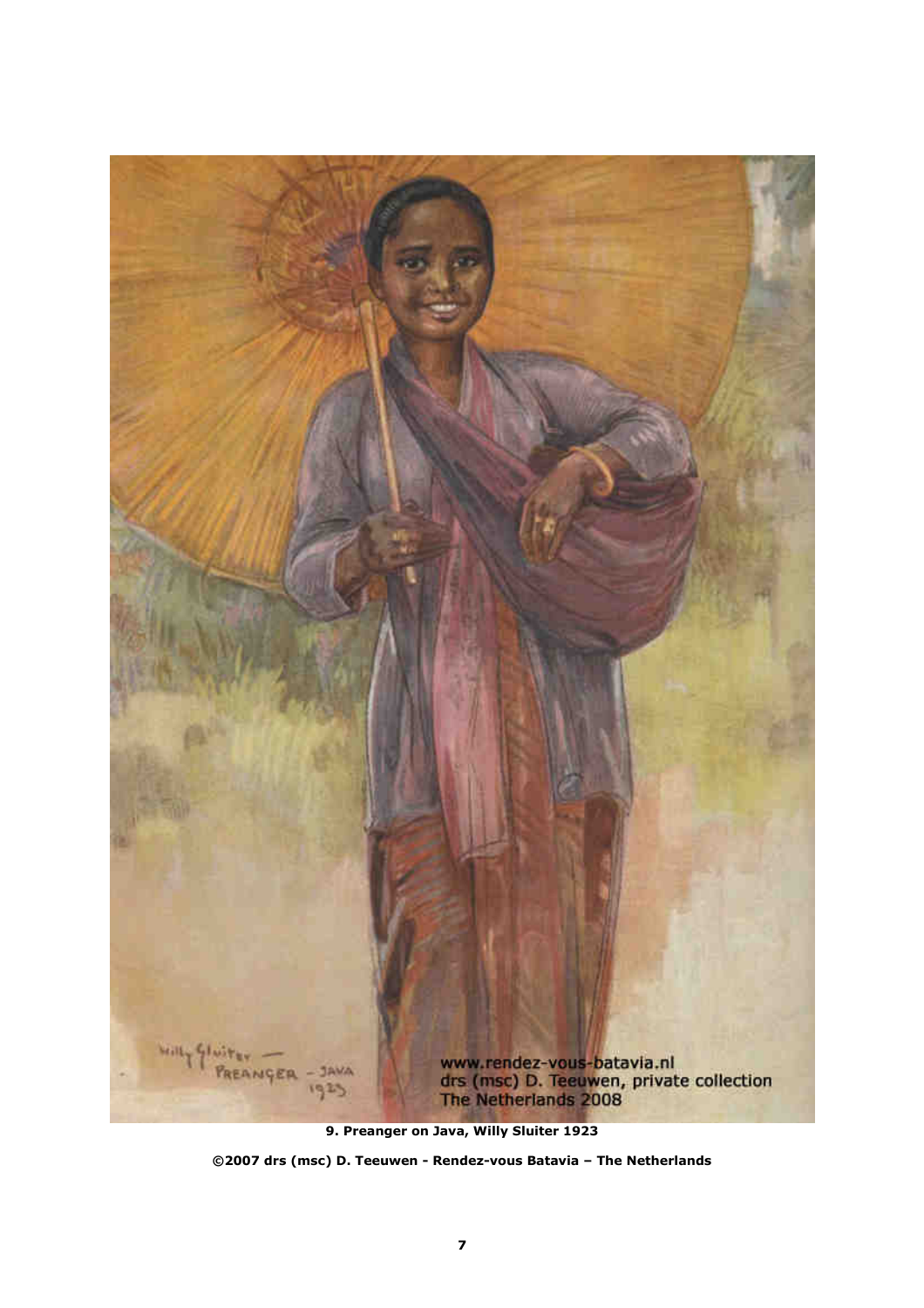**9. Preanger on Java, Willy Sluiter 1923**

**©2007 drs (msc) D. Teeuwen - Rendez-vous Batavia – The Netherlands**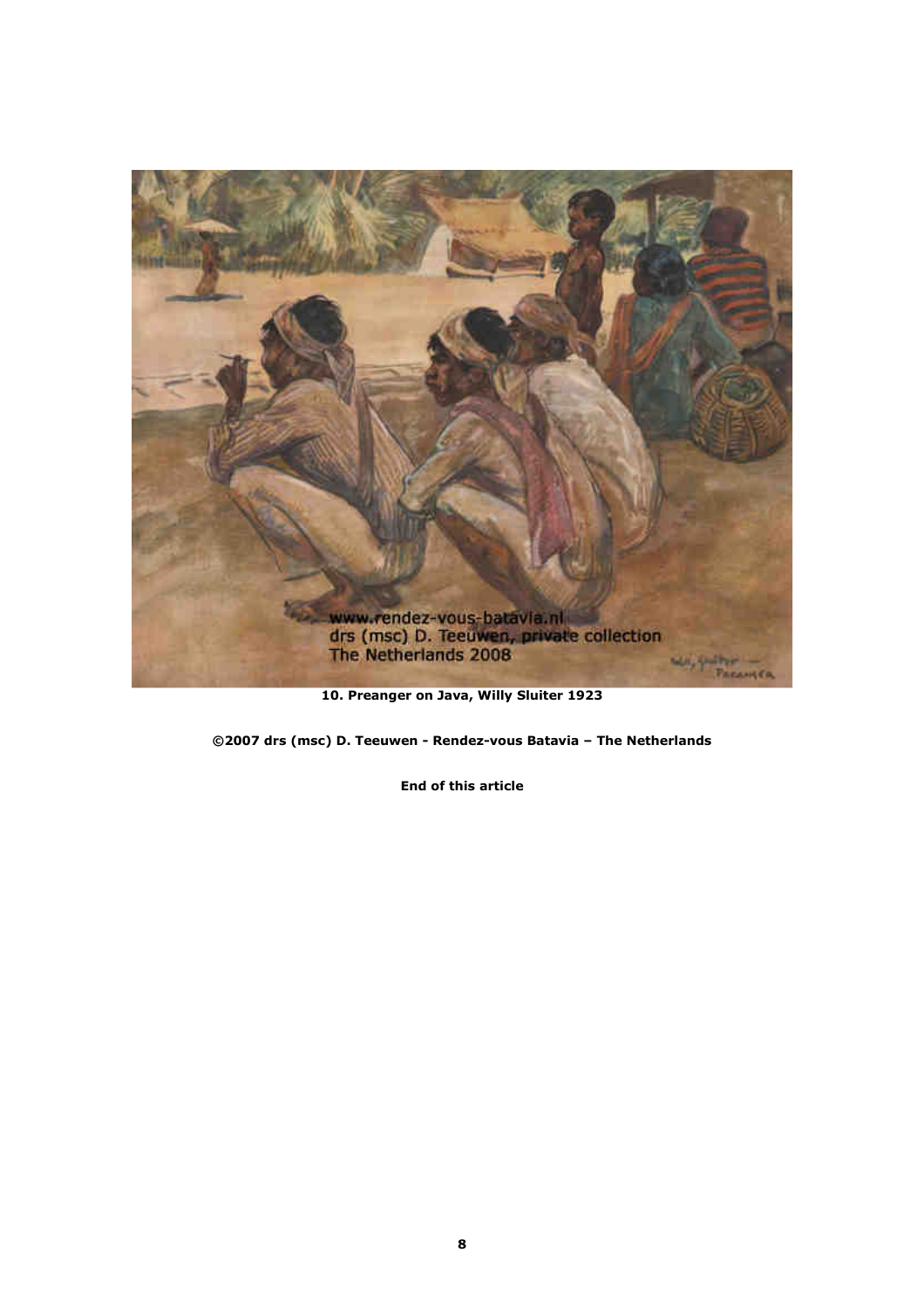**10. Preanger on Java, Willy Sluiter 1923**

**©2007 drs (msc) D. Teeuwen - Rendez-vous Batavia – The Netherlands**

**End of this article**